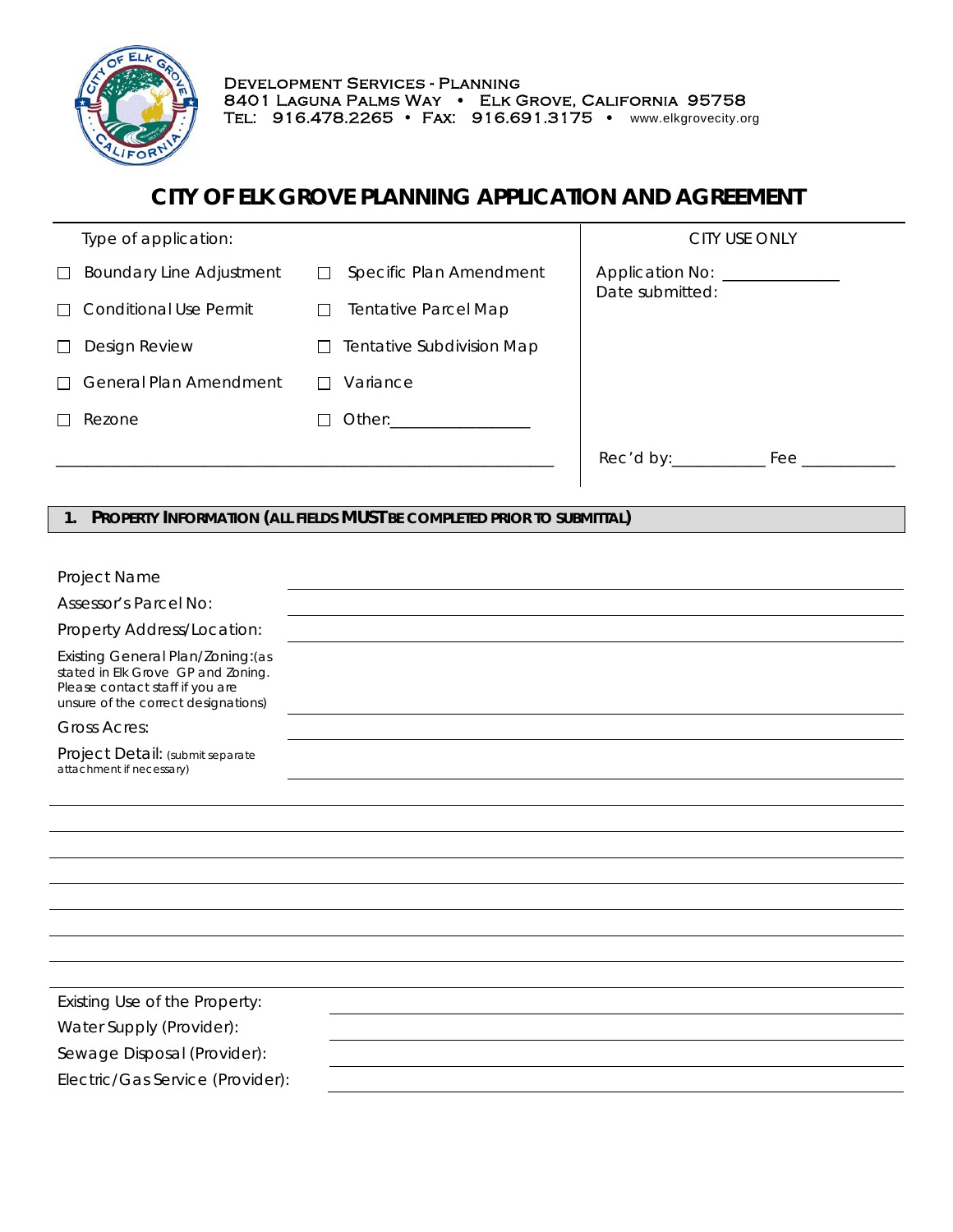Development Services - Planning
8401 Laguna Palms Way • Elk Grove, California 95758
Tel: 916.478.2265 • Fax: 916.691.3175 • www.elkgrovecity.org

# CITY OF ELK GROVE PLANNING APPLICATION AND AGREEMENT

| Type of application: | | CITY USE ONLY |
|---|---|---|
| ☐ Boundary Line Adjustment | ☐ Specific Plan Amendment | Application No: _____________ |
| ☐ Conditional Use Permit | ☐ Tentative Parcel Map | Date submitted: |
| ☐ Design Review | ☐ Tentative Subdivision Map | |
| ☐ General Plan Amendment | ☐ Variance | |
| ☐ Rezone | ☐ Other:________________ | |
| | | Rec'd by:___________ Fee ___________ |

## 1. PROPERTY INFORMATION (ALL FIELDS MUST BE COMPLETED PRIOR TO SUBMITTAL)

Project Name: ____________________

Assessor's Parcel No: ____________________

Property Address/Location: ____________________

Existing General Plan/Zoning: (as stated in Elk Grove GP and Zoning. Please contact staff if you are unsure of the correct designations) ____________________

Gross Acres: ____________________

Project Detail: (submit separate attachment if necessary) ____________________

____________________

____________________

____________________

____________________

____________________

____________________

____________________

Existing Use of the Property: ____________________

Water Supply (Provider): ____________________

Sewage Disposal (Provider): ____________________

Electric/Gas Service (Provider): ____________________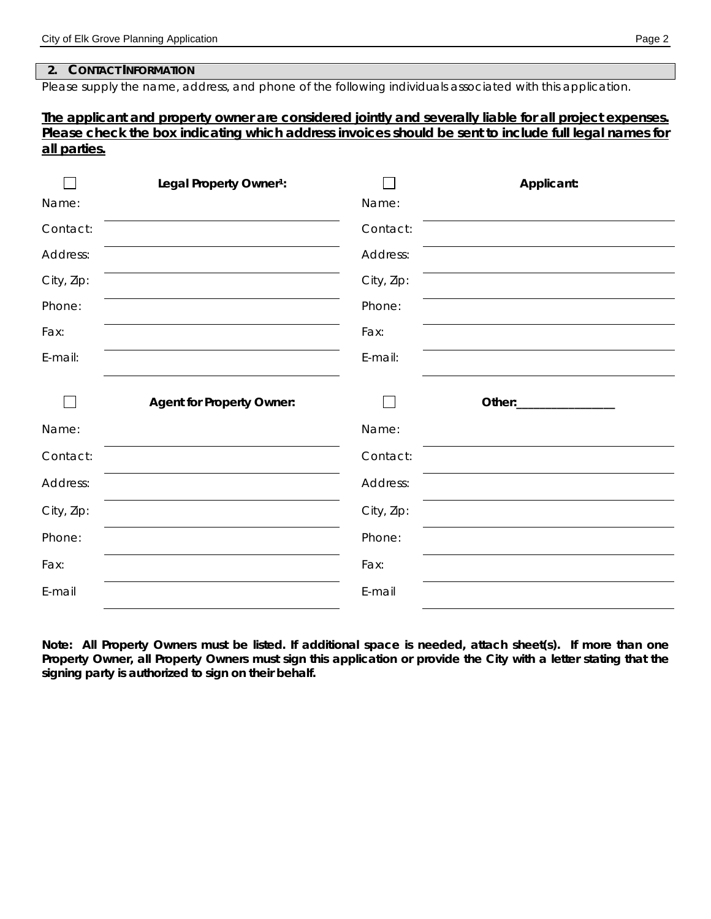## 2. CONTACT INFORMATION

*Please supply the name, address, and phone of the following individuals associated with this application.*

**The applicant and property owner are considered jointly and severally liable for all project expenses. Please check the box indicating which address invoices should be sent to include full legal names for all parties.**

| ☐ | **Legal Property Owner[1]:** | ☐ | **Applicant:** |
|---|---|---|---|
| Name: | | Name: | |
| Contact: | | Contact: | |
| Address: | | Address: | |
| City, Zip: | | City, Zip: | |
| Phone: | | Phone: | |
| Fax: | | Fax: | |
| E-mail: | | E-mail: | |

| ☐ | **Agent for Property Owner:** | ☐ | **Other:________________** |
|---|---|---|---|
| Name: | | Name: | |
| Contact: | | Contact: | |
| Address: | | Address: | |
| City, Zip: | | City, Zip: | |
| Phone: | | Phone: | |
| Fax: | | Fax: | |
| E-mail | | E-mail | |

**Note: All Property Owners must be listed. If additional space is needed, attach sheet(s). If more than one Property Owner, all Property Owners must sign this application or provide the City with a letter stating that the signing party is authorized to sign on their behalf.**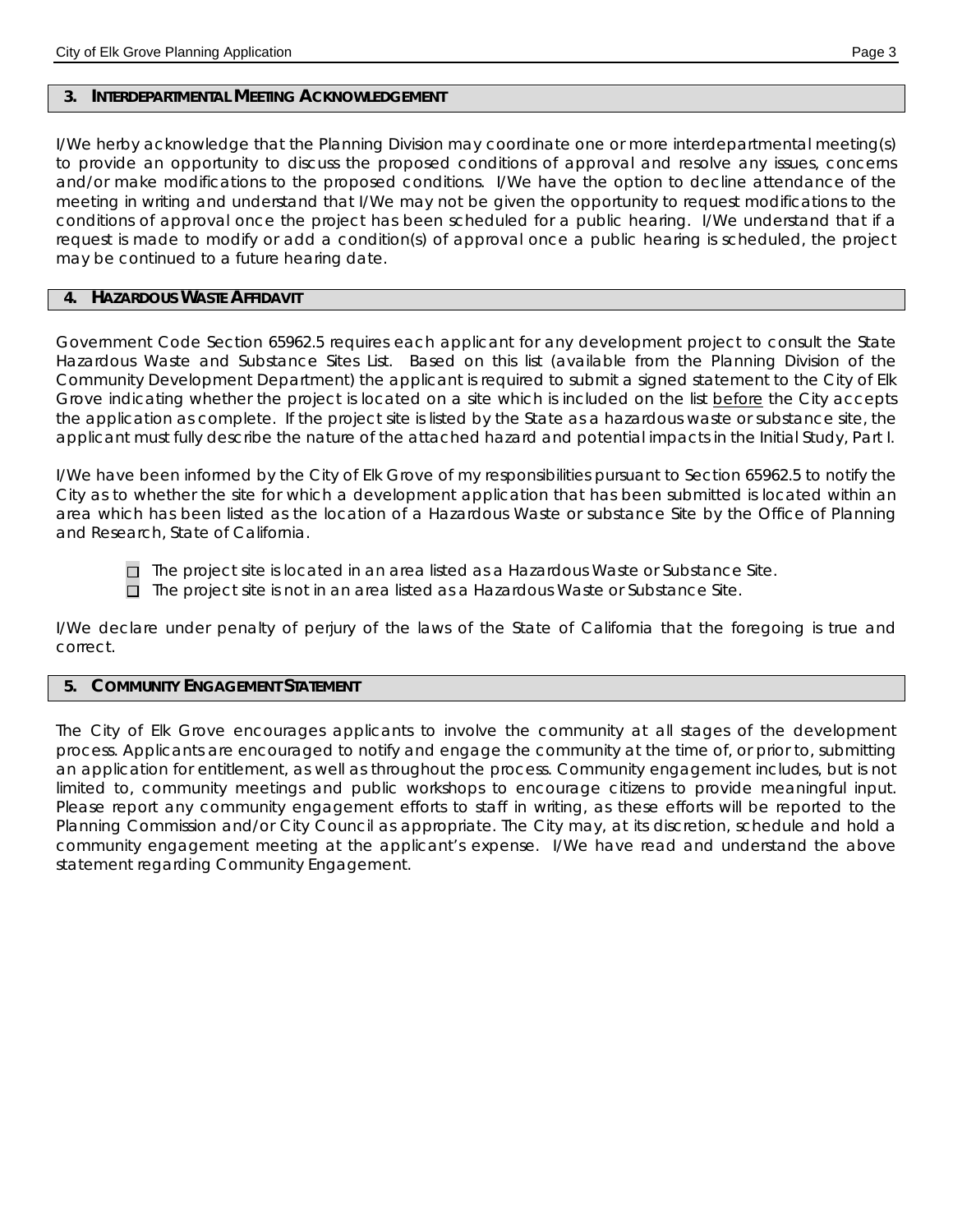## 3. Interdepartmental Meeting Acknowledgement

I/We herby acknowledge that the Planning Division may coordinate one or more interdepartmental meeting(s) to provide an opportunity to discuss the proposed conditions of approval and resolve any issues, concerns and/or make modifications to the proposed conditions. I/We have the option to decline attendance of the meeting in writing and understand that I/We may not be given the opportunity to request modifications to the conditions of approval once the project has been scheduled for a public hearing. I/We understand that if a request is made to modify or add a condition(s) of approval once a public hearing is scheduled, the project may be continued to a future hearing date.

## 4. Hazardous Waste Affidavit

Government Code Section 65962.5 requires each applicant for any development project to consult the State Hazardous Waste and Substance Sites List. Based on this list (available from the Planning Division of the Community Development Department) the applicant is required to submit a signed statement to the City of Elk Grove indicating whether the project is located on a site which is included on the list before the City accepts the application as complete. If the project site is listed by the State as a hazardous waste or substance site, the applicant must fully describe the nature of the attached hazard and potential impacts in the Initial Study, Part I.

I/We have been informed by the City of Elk Grove of my responsibilities pursuant to Section 65962.5 to notify the City as to whether the site for which a development application that has been submitted is located within an area which has been listed as the location of a Hazardous Waste or substance Site by the Office of Planning and Research, State of California.

- ☐ The project site is located in an area listed as a Hazardous Waste or Substance Site.
- ☐ The project site is not in an area listed as a Hazardous Waste or Substance Site.

I/We declare under penalty of perjury of the laws of the State of California that the foregoing is true and correct.

## 5. Community Engagement Statement

The City of Elk Grove encourages applicants to involve the community at all stages of the development process. Applicants are encouraged to notify and engage the community at the time of, or prior to, submitting an application for entitlement, as well as throughout the process. Community engagement includes, but is not limited to, community meetings and public workshops to encourage citizens to provide meaningful input. Please report any community engagement efforts to staff in writing, as these efforts will be reported to the Planning Commission and/or City Council as appropriate. The City may, at its discretion, schedule and hold a community engagement meeting at the applicant's expense. I/We have read and understand the above statement regarding Community Engagement.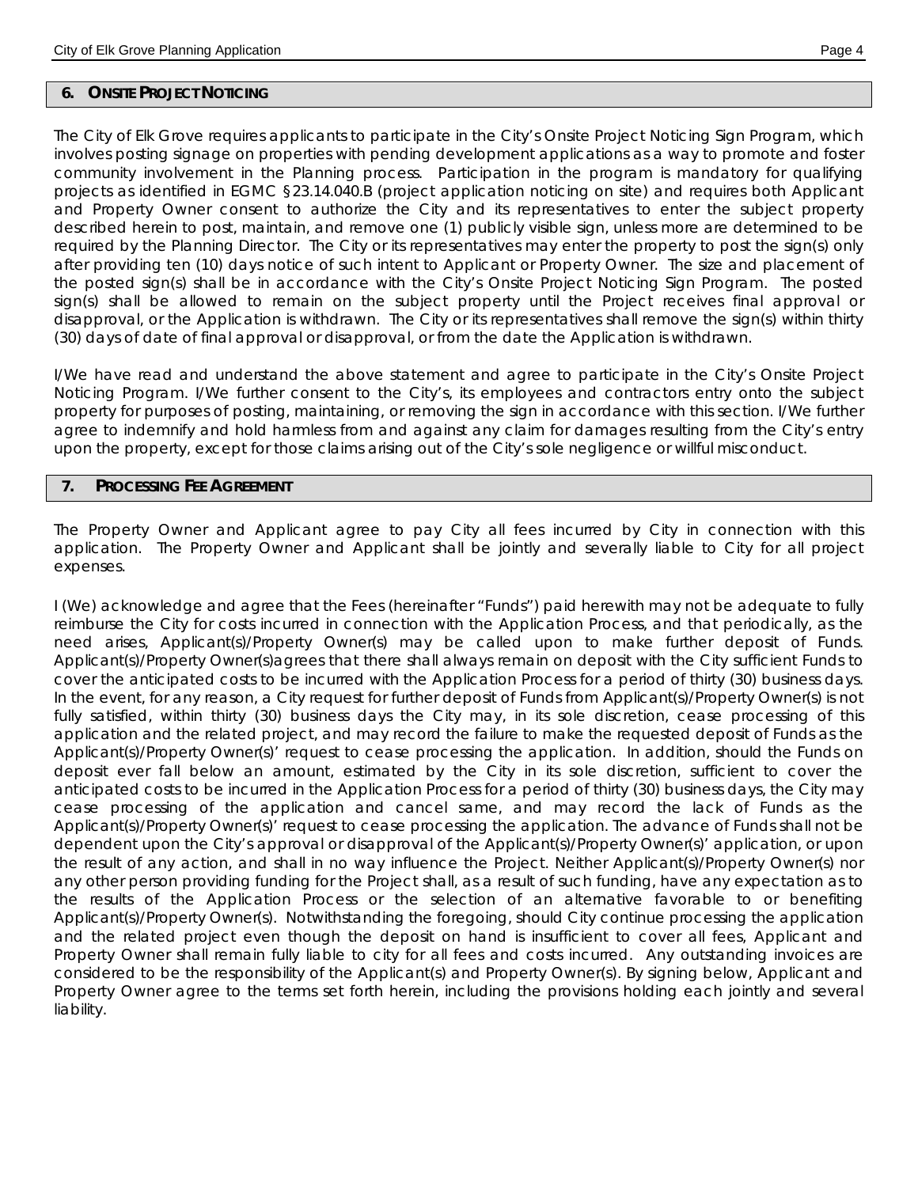## 6. ONSITE PROJECT NOTICING

The City of Elk Grove requires applicants to participate in the City's Onsite Project Noticing Sign Program, which involves posting signage on properties with pending development applications as a way to promote and foster community involvement in the Planning process. Participation in the program is mandatory for qualifying projects as identified in EGMC §23.14.040.B (project application noticing on site) and requires both Applicant and Property Owner consent to authorize the City and its representatives to enter the subject property described herein to post, maintain, and remove one (1) publicly visible sign, unless more are determined to be required by the Planning Director. The City or its representatives may enter the property to post the sign(s) only after providing ten (10) days notice of such intent to Applicant or Property Owner. The size and placement of the posted sign(s) shall be in accordance with the City's Onsite Project Noticing Sign Program. The posted sign(s) shall be allowed to remain on the subject property until the Project receives final approval or disapproval, or the Application is withdrawn. The City or its representatives shall remove the sign(s) within thirty (30) days of date of final approval or disapproval, or from the date the Application is withdrawn.

I/We have read and understand the above statement and agree to participate in the City's Onsite Project Noticing Program. I/We further consent to the City's, its employees and contractors entry onto the subject property for purposes of posting, maintaining, or removing the sign in accordance with this section. I/We further agree to indemnify and hold harmless from and against any claim for damages resulting from the City's entry upon the property, except for those claims arising out of the City's sole negligence or willful misconduct.

## 7. PROCESSING FEE AGREEMENT

The Property Owner and Applicant agree to pay City all fees incurred by City in connection with this application. The Property Owner and Applicant shall be jointly and severally liable to City for all project expenses.

I (We) acknowledge and agree that the Fees (hereinafter "Funds") paid herewith may not be adequate to fully reimburse the City for costs incurred in connection with the Application Process, and that periodically, as the need arises, Applicant(s)/Property Owner(s) may be called upon to make further deposit of Funds. Applicant(s)/Property Owner(s)agrees that there shall always remain on deposit with the City sufficient Funds to cover the anticipated costs to be incurred with the Application Process for a period of thirty (30) business days. In the event, for any reason, a City request for further deposit of Funds from Applicant(s)/Property Owner(s) is not fully satisfied, within thirty (30) business days the City may, in its sole discretion, cease processing of this application and the related project, and may record the failure to make the requested deposit of Funds as the Applicant(s)/Property Owner(s)' request to cease processing the application. In addition, should the Funds on deposit ever fall below an amount, estimated by the City in its sole discretion, sufficient to cover the anticipated costs to be incurred in the Application Process for a period of thirty (30) business days, the City may cease processing of the application and cancel same, and may record the lack of Funds as the Applicant(s)/Property Owner(s)' request to cease processing the application. The advance of Funds shall not be dependent upon the City's approval or disapproval of the Applicant(s)/Property Owner(s)' application, or upon the result of any action, and shall in no way influence the Project. Neither Applicant(s)/Property Owner(s) nor any other person providing funding for the Project shall, as a result of such funding, have any expectation as to the results of the Application Process or the selection of an alternative favorable to or benefiting Applicant(s)/Property Owner(s). Notwithstanding the foregoing, should City continue processing the application and the related project even though the deposit on hand is insufficient to cover all fees, Applicant and Property Owner shall remain fully liable to city for all fees and costs incurred. Any outstanding invoices are considered to be the responsibility of the Applicant(s) and Property Owner(s). By signing below, Applicant and Property Owner agree to the terms set forth herein, including the provisions holding each jointly and several liability.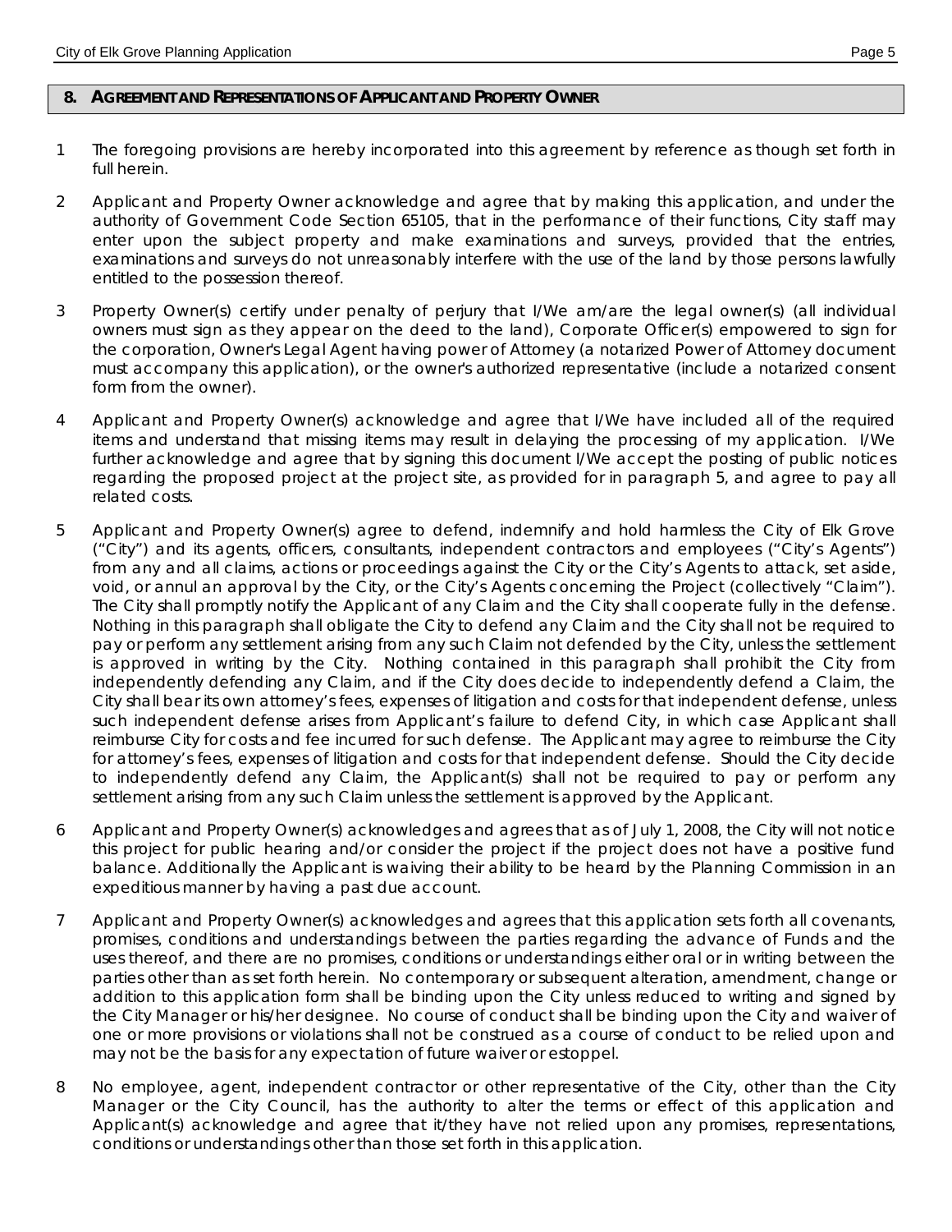## 8. AGREEMENT AND REPRESENTATIONS OF APPLICANT AND PROPERTY OWNER

1 The foregoing provisions are hereby incorporated into this agreement by reference as though set forth in full herein.

2 Applicant and Property Owner acknowledge and agree that by making this application, and under the authority of Government Code Section 65105, that in the performance of their functions, City staff may enter upon the subject property and make examinations and surveys, provided that the entries, examinations and surveys do not unreasonably interfere with the use of the land by those persons lawfully entitled to the possession thereof.

3 Property Owner(s) certify under penalty of perjury that I/We am/are the legal owner(s) (all individual owners must sign as they appear on the deed to the land), Corporate Officer(s) empowered to sign for the corporation, Owner's Legal Agent having power of Attorney (a notarized Power of Attorney document must accompany this application), or the owner's authorized representative (include a notarized consent form from the owner).

4 Applicant and Property Owner(s) acknowledge and agree that I/We have included all of the required items and understand that missing items may result in delaying the processing of my application. I/We further acknowledge and agree that by signing this document I/We accept the posting of public notices regarding the proposed project at the project site, as provided for in paragraph 5, and agree to pay all related costs.

5 Applicant and Property Owner(s) agree to defend, indemnify and hold harmless the City of Elk Grove ("City") and its agents, officers, consultants, independent contractors and employees ("City's Agents") from any and all claims, actions or proceedings against the City or the City's Agents to attack, set aside, void, or annul an approval by the City, or the City's Agents concerning the Project (collectively "Claim"). The City shall promptly notify the Applicant of any Claim and the City shall cooperate fully in the defense. Nothing in this paragraph shall obligate the City to defend any Claim and the City shall not be required to pay or perform any settlement arising from any such Claim not defended by the City, unless the settlement is approved in writing by the City. Nothing contained in this paragraph shall prohibit the City from independently defending any Claim, and if the City does decide to independently defend a Claim, the City shall bear its own attorney's fees, expenses of litigation and costs for that independent defense, unless such independent defense arises from Applicant's failure to defend City, in which case Applicant shall reimburse City for costs and fee incurred for such defense. The Applicant may agree to reimburse the City for attorney's fees, expenses of litigation and costs for that independent defense. Should the City decide to independently defend any Claim, the Applicant(s) shall not be required to pay or perform any settlement arising from any such Claim unless the settlement is approved by the Applicant.

6 Applicant and Property Owner(s) acknowledges and agrees that as of July 1, 2008, the City will not notice this project for public hearing and/or consider the project if the project does not have a positive fund balance. Additionally the Applicant is waiving their ability to be heard by the Planning Commission in an expeditious manner by having a past due account.

7 Applicant and Property Owner(s) acknowledges and agrees that this application sets forth all covenants, promises, conditions and understandings between the parties regarding the advance of Funds and the uses thereof, and there are no promises, conditions or understandings either oral or in writing between the parties other than as set forth herein. No contemporary or subsequent alteration, amendment, change or addition to this application form shall be binding upon the City unless reduced to writing and signed by the City Manager or his/her designee. No course of conduct shall be binding upon the City and waiver of one or more provisions or violations shall not be construed as a course of conduct to be relied upon and may not be the basis for any expectation of future waiver or estoppel.

8 No employee, agent, independent contractor or other representative of the City, other than the City Manager or the City Council, has the authority to alter the terms or effect of this application and Applicant(s) acknowledge and agree that it/they have not relied upon any promises, representations, conditions or understandings other than those set forth in this application.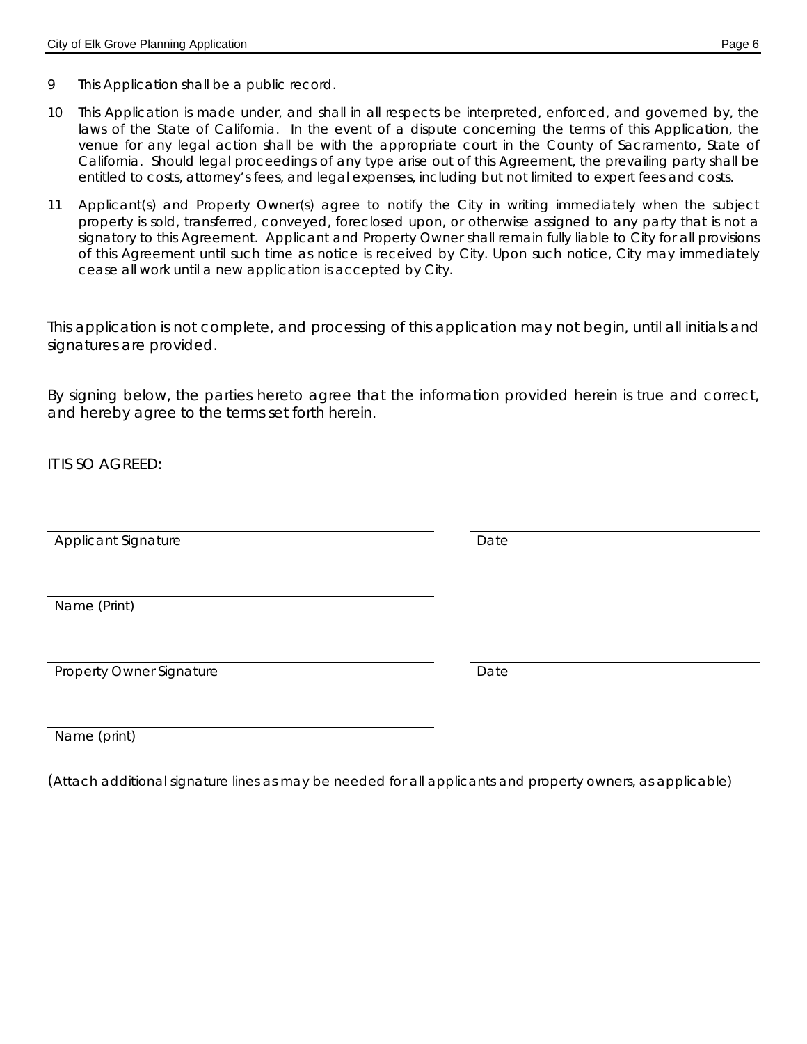9 This Application shall be a public record.

10 This Application is made under, and shall in all respects be interpreted, enforced, and governed by, the laws of the State of California. In the event of a dispute concerning the terms of this Application, the venue for any legal action shall be with the appropriate court in the County of Sacramento, State of California. Should legal proceedings of any type arise out of this Agreement, the prevailing party shall be entitled to costs, attorney's fees, and legal expenses, including but not limited to expert fees and costs.

11 Applicant(s) and Property Owner(s) agree to notify the City in writing immediately when the subject property is sold, transferred, conveyed, foreclosed upon, or otherwise assigned to any party that is not a signatory to this Agreement. Applicant and Property Owner shall remain fully liable to City for all provisions of this Agreement until such time as notice is received by City. Upon such notice, City may immediately cease all work until a new application is accepted by City.

This application is not complete, and processing of this application may not begin, until all initials and signatures are provided.

By signing below, the parties hereto agree that the information provided herein is true and correct, and hereby agree to the terms set forth herein.

IT IS SO AGREED:

______________________________ ______________________________
Applicant Signature Date

______________________________
Name (Print)

______________________________ ______________________________
Property Owner Signature Date

______________________________
Name (print)

(Attach additional signature lines as may be needed for all applicants and property owners, as applicable)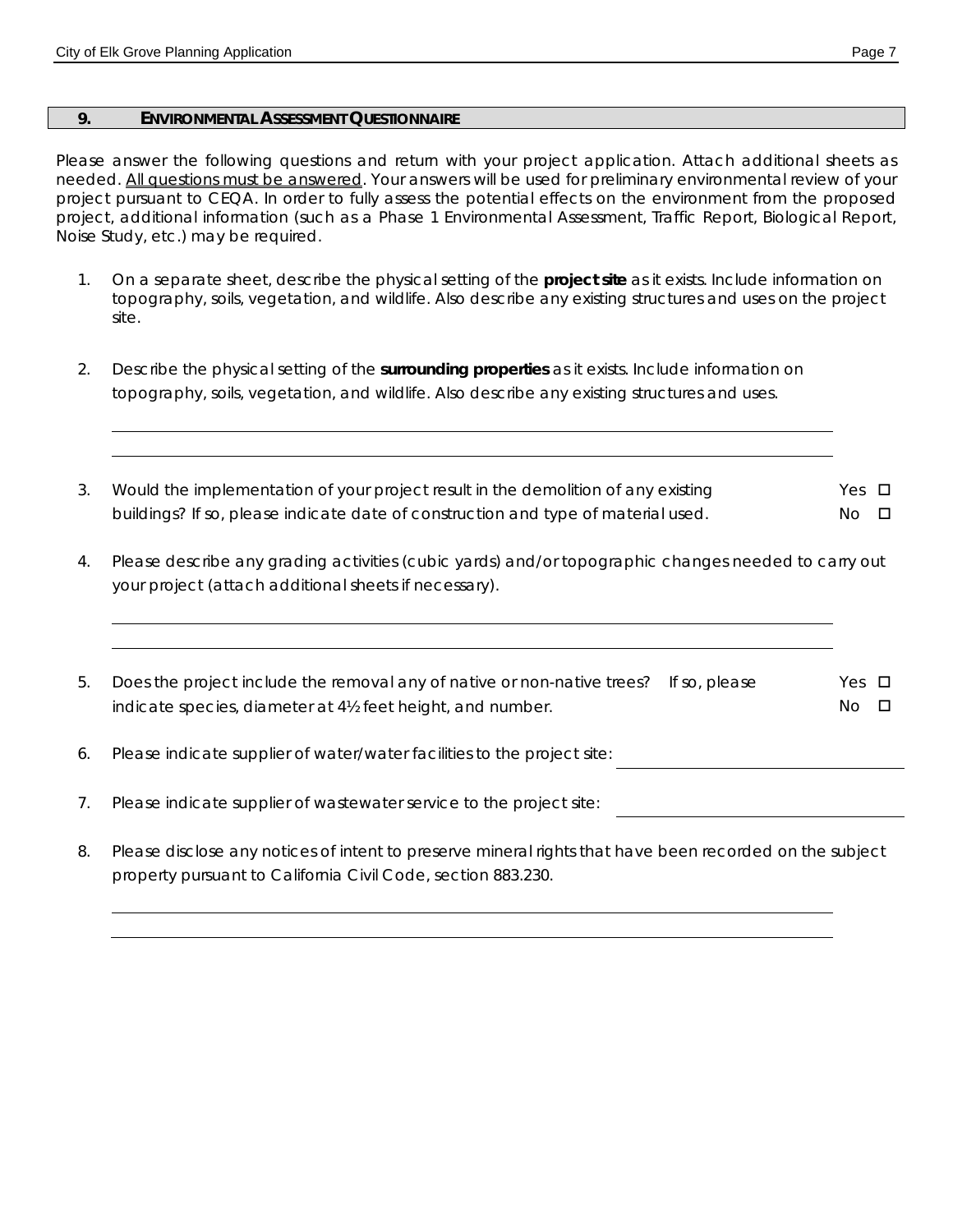## 9. ENVIRONMENTAL ASSESSMENT QUESTIONNAIRE

Please answer the following questions and return with your project application. Attach additional sheets as needed. <u>All questions must be answered</u>. Your answers will be used for preliminary environmental review of your project pursuant to CEQA. In order to fully assess the potential effects on the environment from the proposed project, additional information (such as a Phase 1 Environmental Assessment, Traffic Report, Biological Report, Noise Study, etc.) may be required.

1. On a separate sheet, describe the physical setting of the **project site** as it exists. Include information on topography, soils, vegetation, and wildlife. Also describe any existing structures and uses on the project site.

2. Describe the physical setting of the **surrounding properties** as it exists. Include information on topography, soils, vegetation, and wildlife. Also describe any existing structures and uses.

   \_\_\_\_\_\_\_\_\_\_\_\_\_\_\_\_\_\_\_\_\_\_\_\_\_\_\_\_\_\_\_\_\_\_\_\_\_\_\_\_\_\_\_\_\_\_\_\_\_\_\_\_\_\_\_\_\_\_\_\_

   \_\_\_\_\_\_\_\_\_\_\_\_\_\_\_\_\_\_\_\_\_\_\_\_\_\_\_\_\_\_\_\_\_\_\_\_\_\_\_\_\_\_\_\_\_\_\_\_\_\_\_\_\_\_\_\_\_\_\_\_

3. Would the implementation of your project result in the demolition of any existing buildings? If so, please indicate date of construction and type of material used. Yes ☐ No ☐

4. Please describe any grading activities (cubic yards) and/or topographic changes needed to carry out your project (attach additional sheets if necessary).

   \_\_\_\_\_\_\_\_\_\_\_\_\_\_\_\_\_\_\_\_\_\_\_\_\_\_\_\_\_\_\_\_\_\_\_\_\_\_\_\_\_\_\_\_\_\_\_\_\_\_\_\_\_\_\_\_\_\_\_\_

   \_\_\_\_\_\_\_\_\_\_\_\_\_\_\_\_\_\_\_\_\_\_\_\_\_\_\_\_\_\_\_\_\_\_\_\_\_\_\_\_\_\_\_\_\_\_\_\_\_\_\_\_\_\_\_\_\_\_\_\_

5. Does the project include the removal any of native or non-native trees? If so, please indicate species, diameter at 4½ feet height, and number. Yes ☐ No ☐

6. Please indicate supplier of water/water facilities to the project site: \_\_\_\_\_\_\_\_\_\_\_\_\_\_\_\_\_\_\_\_

7. Please indicate supplier of wastewater service to the project site: \_\_\_\_\_\_\_\_\_\_\_\_\_\_\_\_\_\_\_\_

8. Please disclose any notices of intent to preserve mineral rights that have been recorded on the subject property pursuant to California Civil Code, section 883.230.

   \_\_\_\_\_\_\_\_\_\_\_\_\_\_\_\_\_\_\_\_\_\_\_\_\_\_\_\_\_\_\_\_\_\_\_\_\_\_\_\_\_\_\_\_\_\_\_\_\_\_\_\_\_\_\_\_\_\_\_\_

   \_\_\_\_\_\_\_\_\_\_\_\_\_\_\_\_\_\_\_\_\_\_\_\_\_\_\_\_\_\_\_\_\_\_\_\_\_\_\_\_\_\_\_\_\_\_\_\_\_\_\_\_\_\_\_\_\_\_\_\_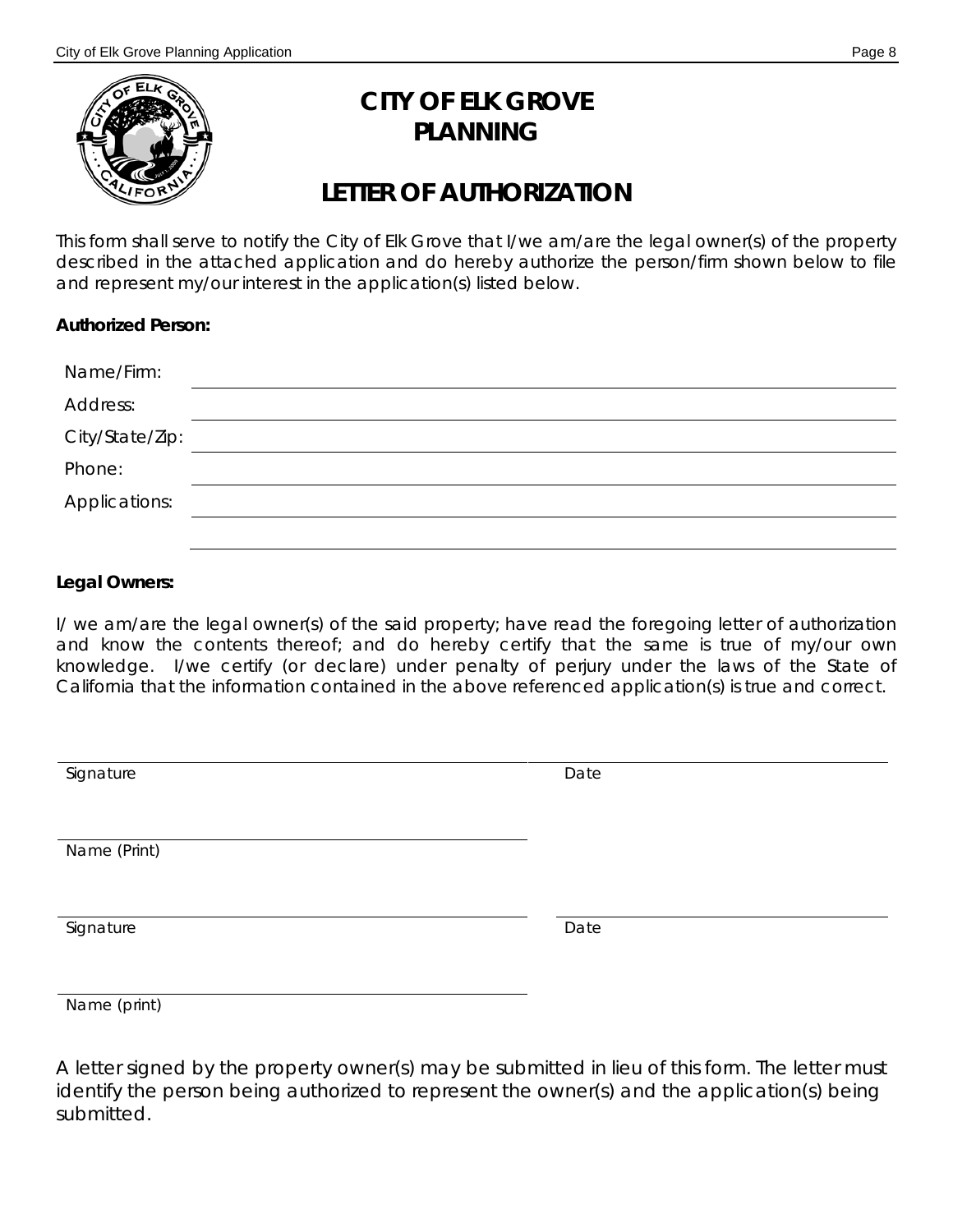# CITY OF ELK GROVE PLANNING

## LETTER OF AUTHORIZATION

This form shall serve to notify the City of Elk Grove that I/we am/are the legal owner(s) of the property described in the attached application and do hereby authorize the person/firm shown below to file and represent my/our interest in the application(s) listed below.

**Authorized Person:**

Name/Firm: ______________________________

Address: ______________________________

City/State/Zip: ______________________________

Phone: ______________________________

Applications: ______________________________

______________________________

**Legal Owners:**

I/ we am/are the legal owner(s) of the said property; have read the foregoing letter of authorization and know the contents thereof; and do hereby certify that the same is true of my/our own knowledge. I/we certify (or declare) under penalty of perjury under the laws of the State of California that the information contained in the above referenced application(s) is true and correct.

______________________________ ______________________________
Signature Date

______________________________
Name (Print)

______________________________ ______________________________
Signature Date

______________________________
Name (print)

A letter signed by the property owner(s) may be submitted in lieu of this form. The letter must identify the person being authorized to represent the owner(s) and the application(s) being submitted.